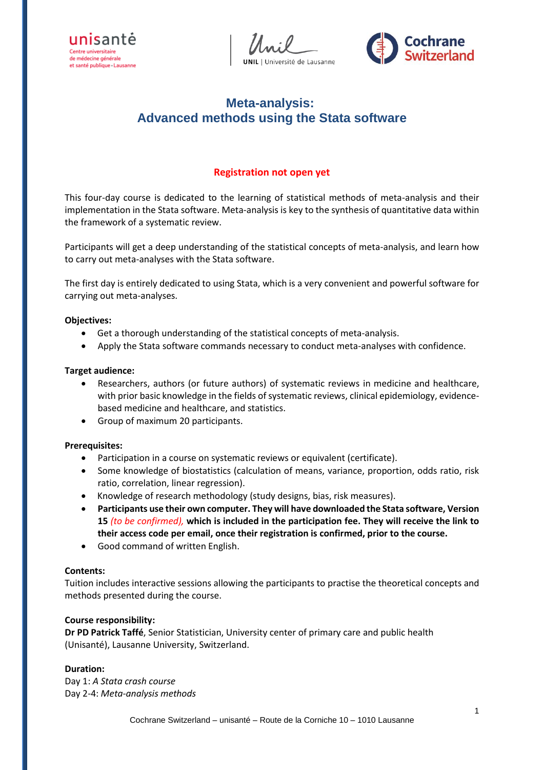# Meta-analysis:
# Advanced methods using the Stata software

**Registration not open yet**

This four-day course is dedicated to the learning of statistical methods of meta-analysis and their implementation in the Stata software. Meta-analysis is key to the synthesis of quantitative data within the framework of a systematic review.

Participants will get a deep understanding of the statistical concepts of meta-analysis, and learn how to carry out meta-analyses with the Stata software.

The first day is entirely dedicated to using Stata, which is a very convenient and powerful software for carrying out meta-analyses.

**Objectives:**

- Get a thorough understanding of the statistical concepts of meta-analysis.
- Apply the Stata software commands necessary to conduct meta-analyses with confidence.

**Target audience:**

- Researchers, authors (or future authors) of systematic reviews in medicine and healthcare, with prior basic knowledge in the fields of systematic reviews, clinical epidemiology, evidence-based medicine and healthcare, and statistics.
- Group of maximum 20 participants.

**Prerequisites:**

- Participation in a course on systematic reviews or equivalent (certificate).
- Some knowledge of biostatistics (calculation of means, variance, proportion, odds ratio, risk ratio, correlation, linear regression).
- Knowledge of research methodology (study designs, bias, risk measures).
- **Participants use their own computer. They will have downloaded the Stata software, Version 15** *(to be confirmed),* **which is included in the participation fee. They will receive the link to their access code per email, once their registration is confirmed, prior to the course.**
- Good command of written English.

**Contents:**

Tuition includes interactive sessions allowing the participants to practise the theoretical concepts and methods presented during the course.

**Course responsibility:**

**Dr PD Patrick Taffé**, Senior Statistician, University center of primary care and public health (Unisanté), Lausanne University, Switzerland.

**Duration:**

Day 1: *A Stata crash course*
Day 2-4: *Meta-analysis methods*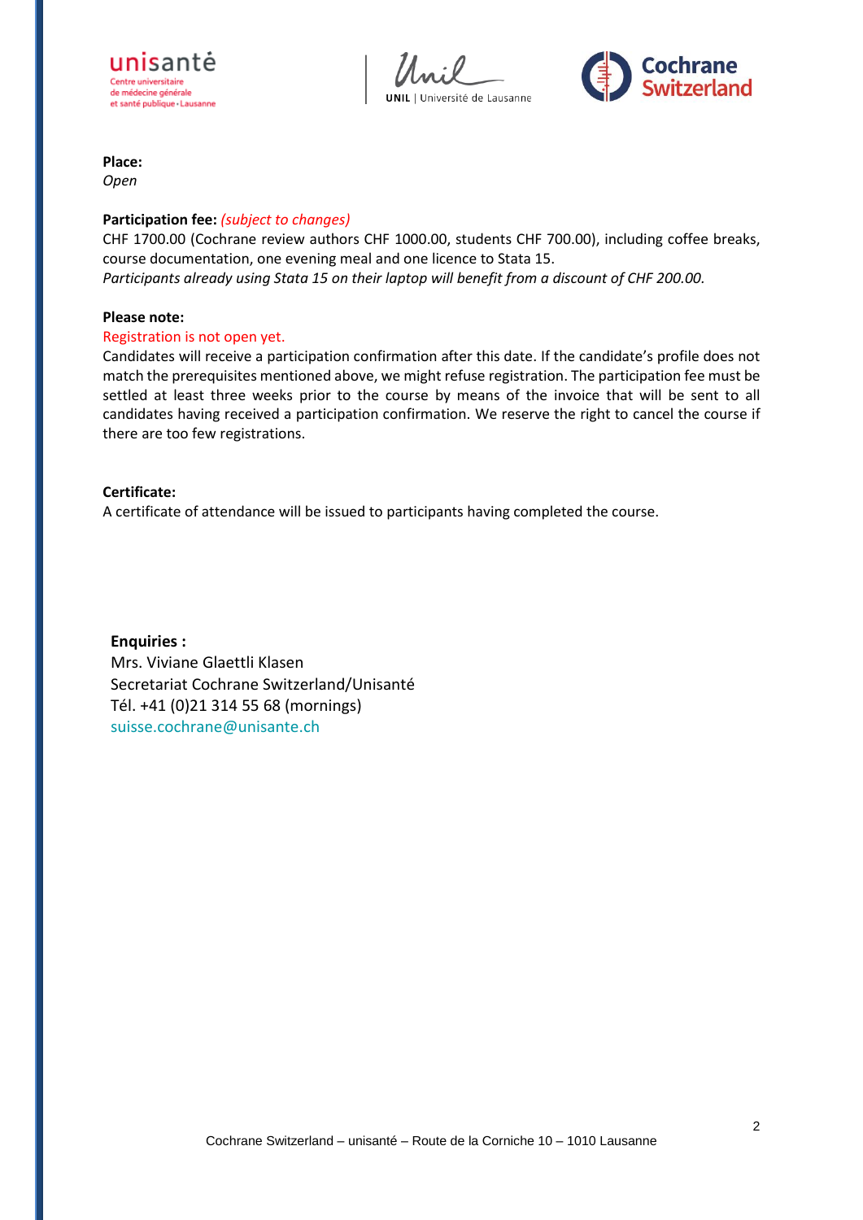**Place:**
*Open*

**Participation fee:** *(subject to changes)*
CHF 1700.00 (Cochrane review authors CHF 1000.00, students CHF 700.00), including coffee breaks, course documentation, one evening meal and one licence to Stata 15.
*Participants already using Stata 15 on their laptop will benefit from a discount of CHF 200.00.*

**Please note:**
Registration is not open yet.
Candidates will receive a participation confirmation after this date. If the candidate's profile does not match the prerequisites mentioned above, we might refuse registration. The participation fee must be settled at least three weeks prior to the course by means of the invoice that will be sent to all candidates having received a participation confirmation. We reserve the right to cancel the course if there are too few registrations.

**Certificate:**
A certificate of attendance will be issued to participants having completed the course.

**Enquiries :**
Mrs. Viviane Glaettli Klasen
Secretariat Cochrane Switzerland/Unisanté
Tél. +41 (0)21 314 55 68 (mornings)
suisse.cochrane@unisante.ch